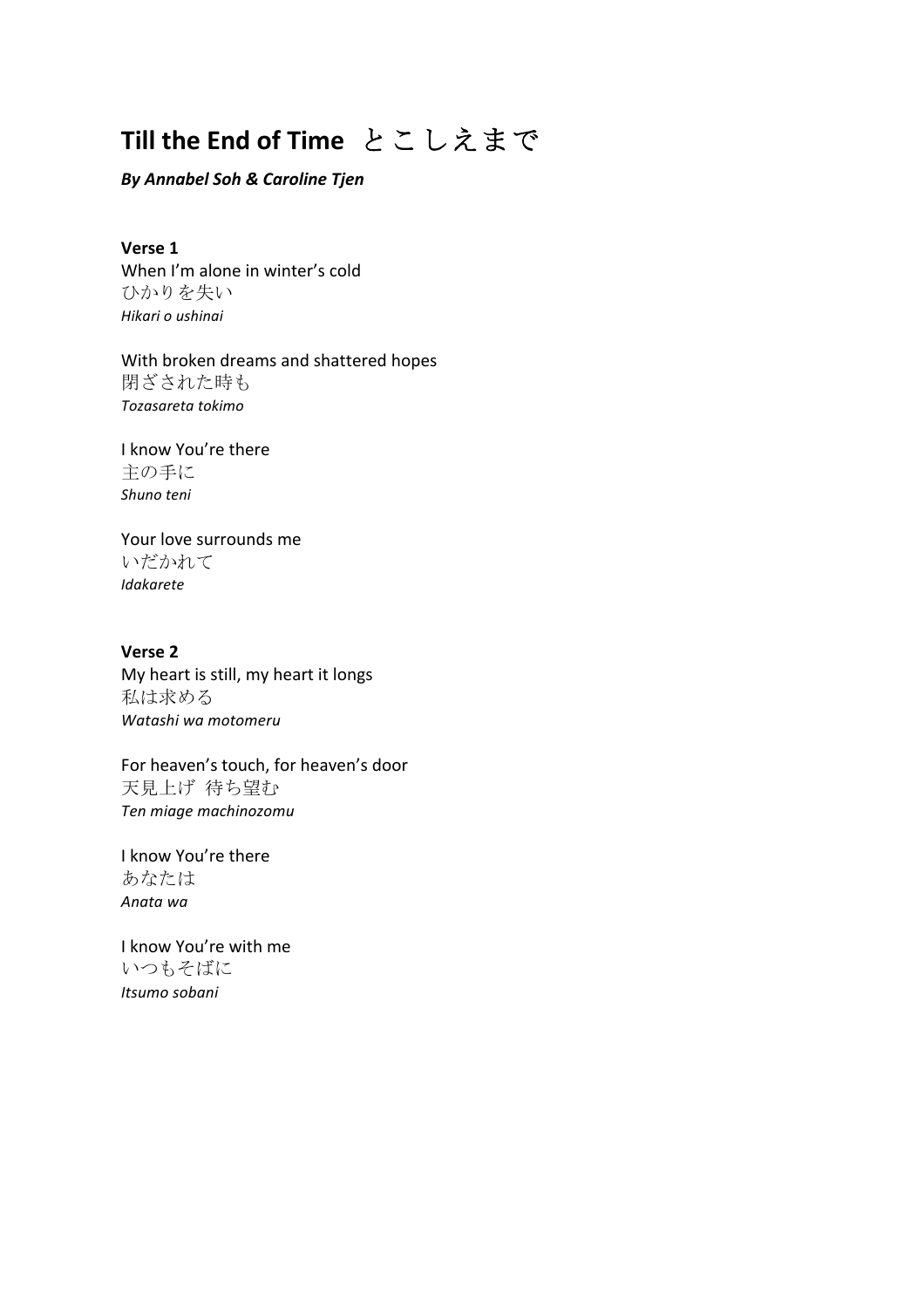# Till the End of Time とこしえまで

***By Annabel Soh & Caroline Tjen***

**Verse 1**

When I'm alone in winter's cold
ひかりを失い
*Hikari o ushinai*

With broken dreams and shattered hopes
閉ざされた時も
*Tozasareta tokimo*

I know You're there
主の手に
*Shuno teni*

Your love surrounds me
いだかれて
*Idakarete*

**Verse 2**

My heart is still, my heart it longs
私は求める
*Watashi wa motomeru*

For heaven's touch, for heaven's door
天見上げ　待ち望む
*Ten miage machinozomu*

I know You're there
あなたは
*Anata wa*

I know You're with me
いつもそばに
*Itsumo sobani*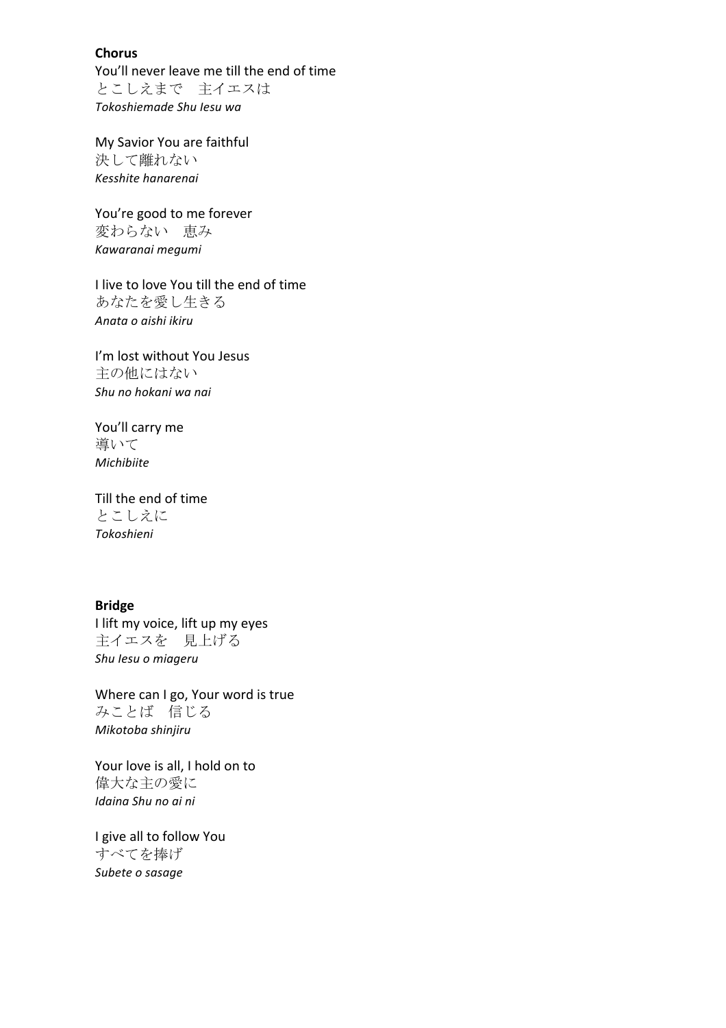**Chorus**

You'll never leave me till the end of time
とこしえまで　主イエスは
*Tokoshiemade Shu Iesu wa*

My Savior You are faithful
決して離れない
*Kesshite hanarenai*

You're good to me forever
変わらない　恵み
*Kawaranai megumi*

I live to love You till the end of time
あなたを愛し生きる
*Anata o aishi ikiru*

I'm lost without You Jesus
主の他にはない
*Shu no hokani wa nai*

You'll carry me
導いて
*Michibiite*

Till the end of time
とこしえに
*Tokoshieni*

**Bridge**

I lift my voice, lift up my eyes
主イエスを　見上げる
*Shu Iesu o miageru*

Where can I go, Your word is true
みことば　信じる
*Mikotoba shinjiru*

Your love is all, I hold on to
偉大な主の愛に
*Idaina Shu no ai ni*

I give all to follow You
すべてを捧げ
*Subete o sasage*